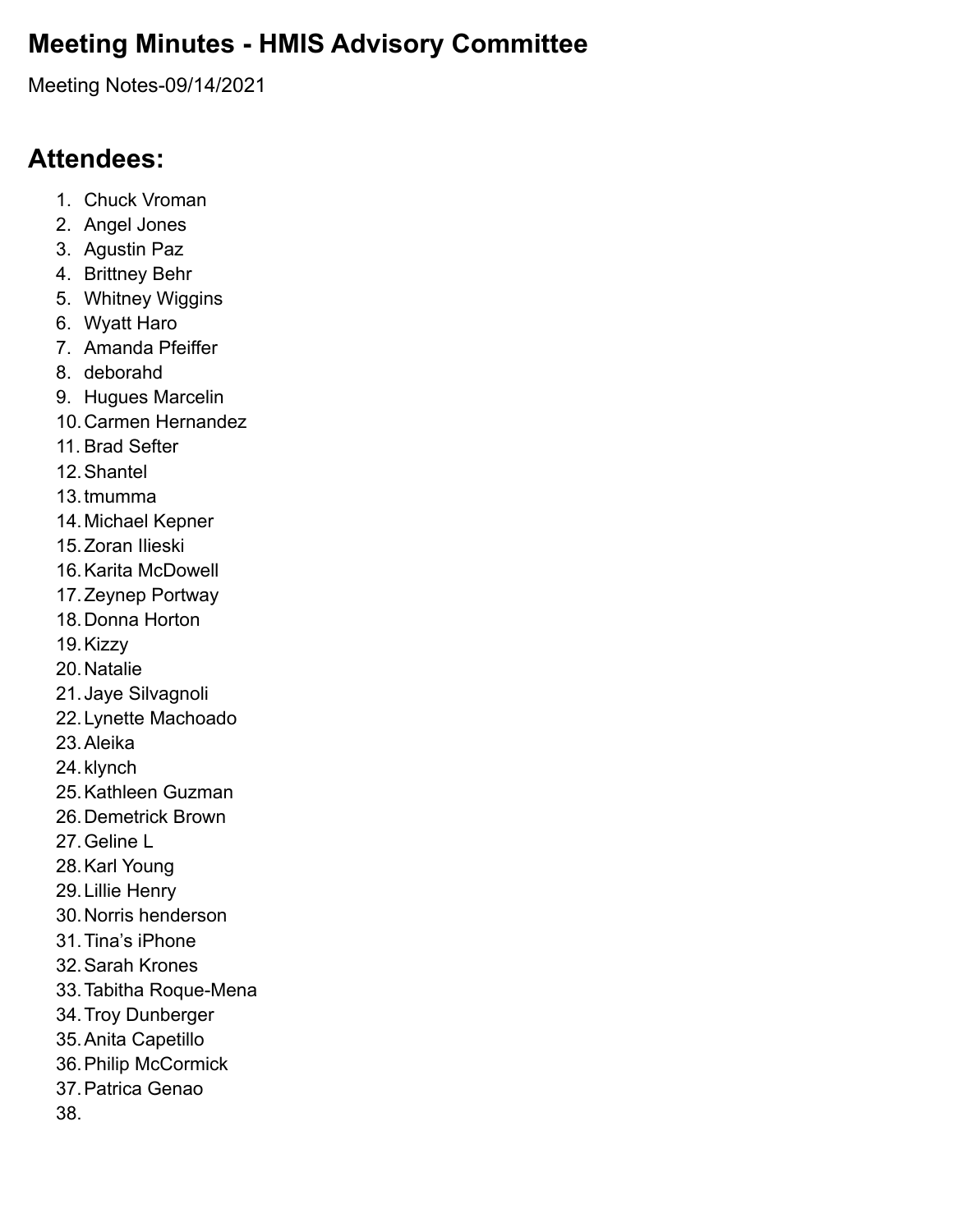# Meeting Minutes - HMIS Advisory Committee

Meeting Notes-09/14/2021

## Attendees:

1. Chuck Vroman
2. Angel Jones
3. Agustin Paz
4. Brittney Behr
5. Whitney Wiggins
6. Wyatt Haro
7. Amanda Pfeiffer
8. deborahd
9. Hugues Marcelin
10. Carmen Hernandez
11. Brad Sefter
12. Shantel
13. tmumma
14. Michael Kepner
15. Zoran Ilieski
16. Karita McDowell
17. Zeynep Portway
18. Donna Horton
19. Kizzy
20. Natalie
21. Jaye Silvagnoli
22. Lynette Machoado
23. Aleika
24. klynch
25. Kathleen Guzman
26. Demetrick Brown
27. Geline L
28. Karl Young
29. Lillie Henry
30. Norris henderson
31. Tina's iPhone
32. Sarah Krones
33. Tabitha Roque-Mena
34. Troy Dunberger
35. Anita Capetillo
36. Philip McCormick
37. Patrica Genao
38.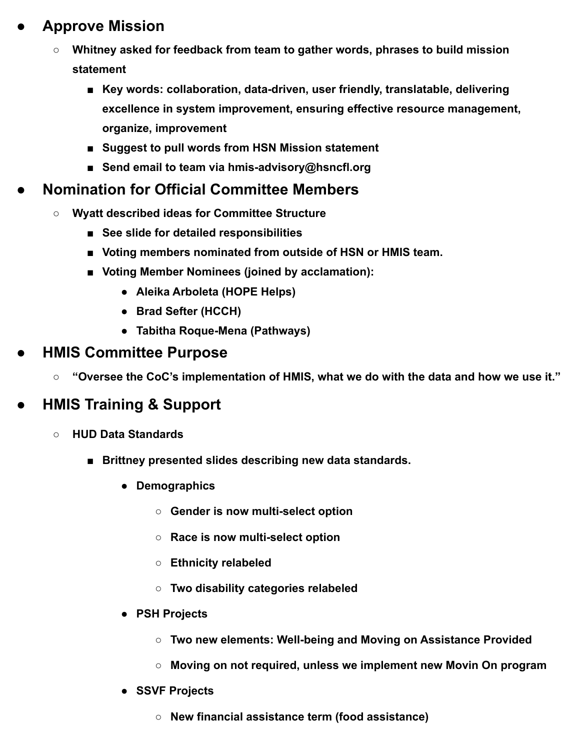- **Approve Mission**
  - **Whitney asked for feedback from team to gather words, phrases to build mission statement**
    - **Key words: collaboration, data-driven, user friendly, translatable, delivering excellence in system improvement, ensuring effective resource management, organize, improvement**
    - **Suggest to pull words from HSN Mission statement**
    - **Send email to team via hmis-advisory@hsncfl.org**
- **Nomination for Official Committee Members**
  - **Wyatt described ideas for Committee Structure**
    - **See slide for detailed responsibilities**
    - **Voting members nominated from outside of HSN or HMIS team.**
    - **Voting Member Nominees (joined by acclamation):**
      - **Aleika Arboleta (HOPE Helps)**
      - **Brad Sefter (HCCH)**
      - **Tabitha Roque-Mena (Pathways)**
- **HMIS Committee Purpose**
  - **"Oversee the CoC's implementation of HMIS, what we do with the data and how we use it."**
- **HMIS Training & Support**
  - **HUD Data Standards**
    - **Brittney presented slides describing new data standards.**
      - **Demographics**
        - **Gender is now multi-select option**
        - **Race is now multi-select option**
        - **Ethnicity relabeled**
        - **Two disability categories relabeled**
      - **PSH Projects**
        - **Two new elements: Well-being and Moving on Assistance Provided**
        - **Moving on not required, unless we implement new Movin On program**
      - **SSVF Projects**
        - **New financial assistance term (food assistance)**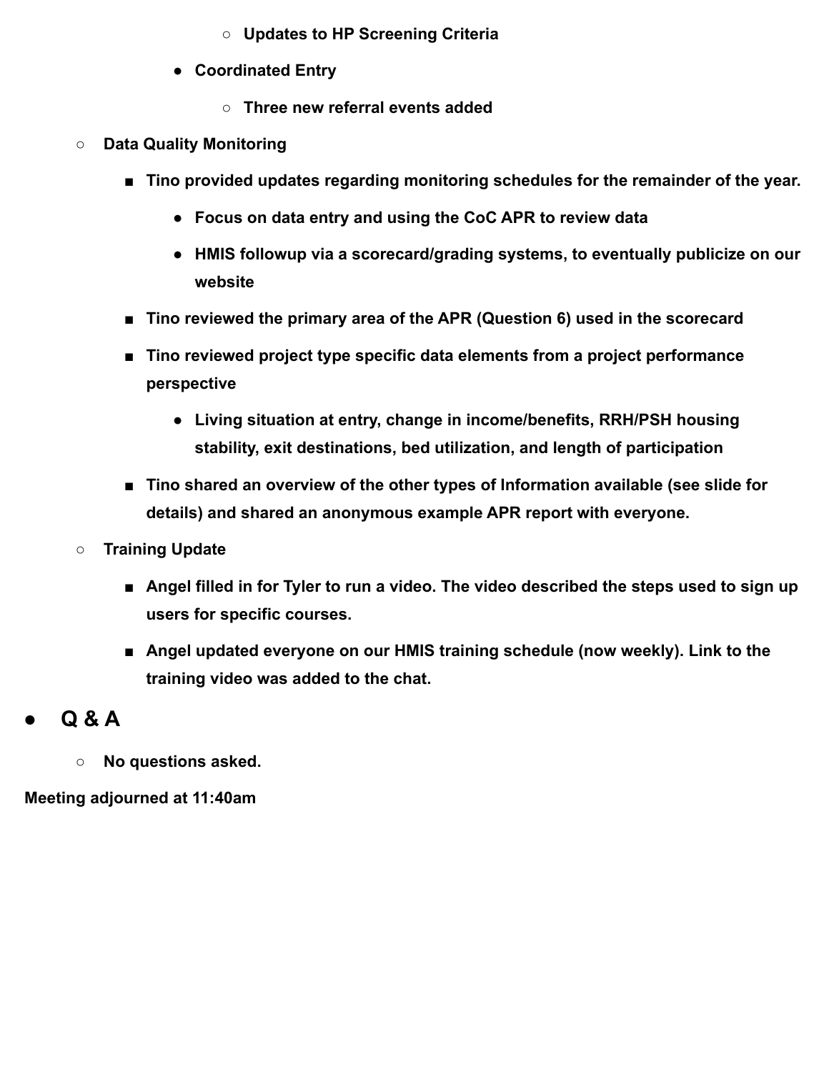- **Updates to HP Screening Criteria**
        - **Coordinated Entry**
            - **Three new referral events added**
    - **Data Quality Monitoring**
        - **Tino provided updates regarding monitoring schedules for the remainder of the year.**
            - **Focus on data entry and using the CoC APR to review data**
            - **HMIS followup via a scorecard/grading systems, to eventually publicize on our website**
        - **Tino reviewed the primary area of the APR (Question 6) used in the scorecard**
        - **Tino reviewed project type specific data elements from a project performance perspective**
            - **Living situation at entry, change in income/benefits, RRH/PSH housing stability, exit destinations, bed utilization, and length of participation**
        - **Tino shared an overview of the other types of Information available (see slide for details) and shared an anonymous example APR report with everyone.**
    - **Training Update**
        - **Angel filled in for Tyler to run a video. The video described the steps used to sign up users for specific courses.**
        - **Angel updated everyone on our HMIS training schedule (now weekly). Link to the training video was added to the chat.**

- ## Q & A
    - **No questions asked.**

**Meeting adjourned at 11:40am**